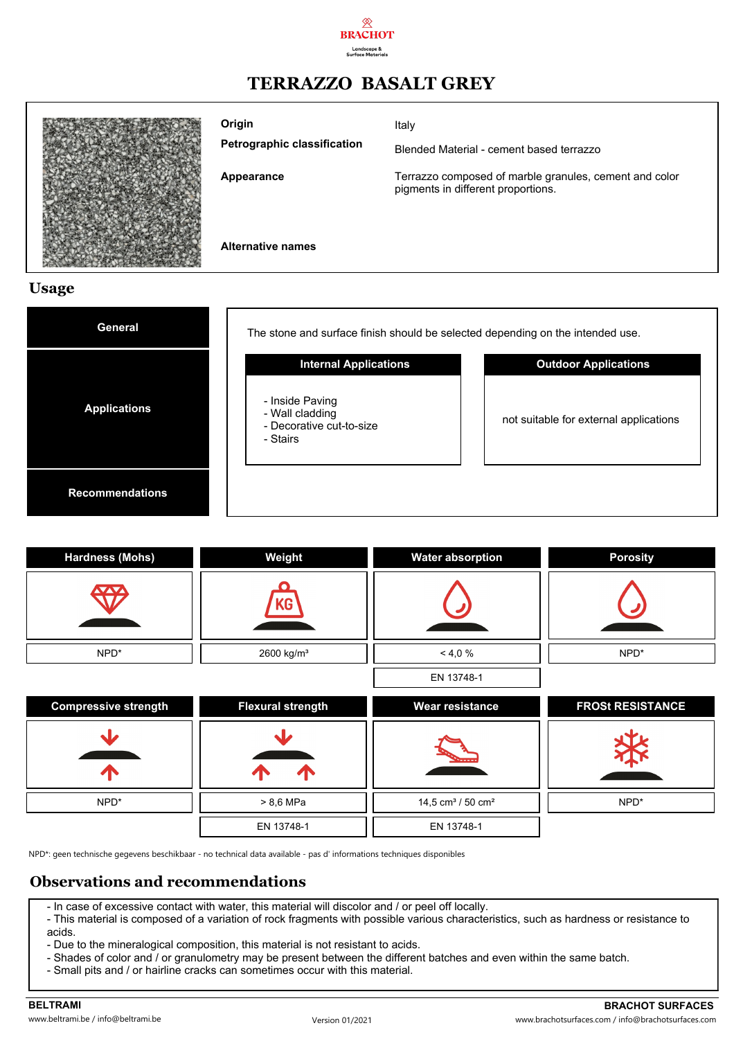BRACHOT

Landscape & Surface Materials

# TERRAZZO BASALT GREY

| | |
|---|---|
| **Origin** | Italy |
| **Petrographic classification** | Blended Material - cement based terrazzo |
| **Appearance** | Terrazzo composed of marble granules, cement and color pigments in different proportions. |
| **Alternative names** | |

## Usage

**General**

The stone and surface finish should be selected depending on the intended use.

**Applications**

| Internal Applications | Outdoor Applications |
|---|---|
| - Inside Paving<br>- Wall cladding<br>- Decorative cut-to-size<br>- Stairs | not suitable for external applications |

**Recommendations**

| Hardness (Mohs) | Weight | Water absorption | Porosity |
|---|---|---|---|
| NPD* | 2600 kg/m³ | < 4,0 % | NPD* |
| | | EN 13748-1 | |

| Compressive strength | Flexural strength | Wear resistance | FROSt RESISTANCE |
|---|---|---|---|
| NPD* | > 8,6 MPa | 14,5 cm³ / 50 cm² | NPD* |
| | EN 13748-1 | EN 13748-1 | |

NPD*: geen technische gegevens beschikbaar - no technical data available - pas d' informations techniques disponibles

## Observations and recommendations

- In case of excessive contact with water, this material will discolor and / or peel off locally.
- This material is composed of a variation of rock fragments with possible various characteristics, such as hardness or resistance to acids.
- Due to the mineralogical composition, this material is not resistant to acids.
- Shades of color and / or granulometry may be present between the different batches and even within the same batch.
- Small pits and / or hairline cracks can sometimes occur with this material.

**BELTRAMI**
www.beltrami.be / info@beltrami.be

Version 01/2021

**BRACHOT SURFACES**
www.brachotsurfaces.com / info@brachotsurfaces.com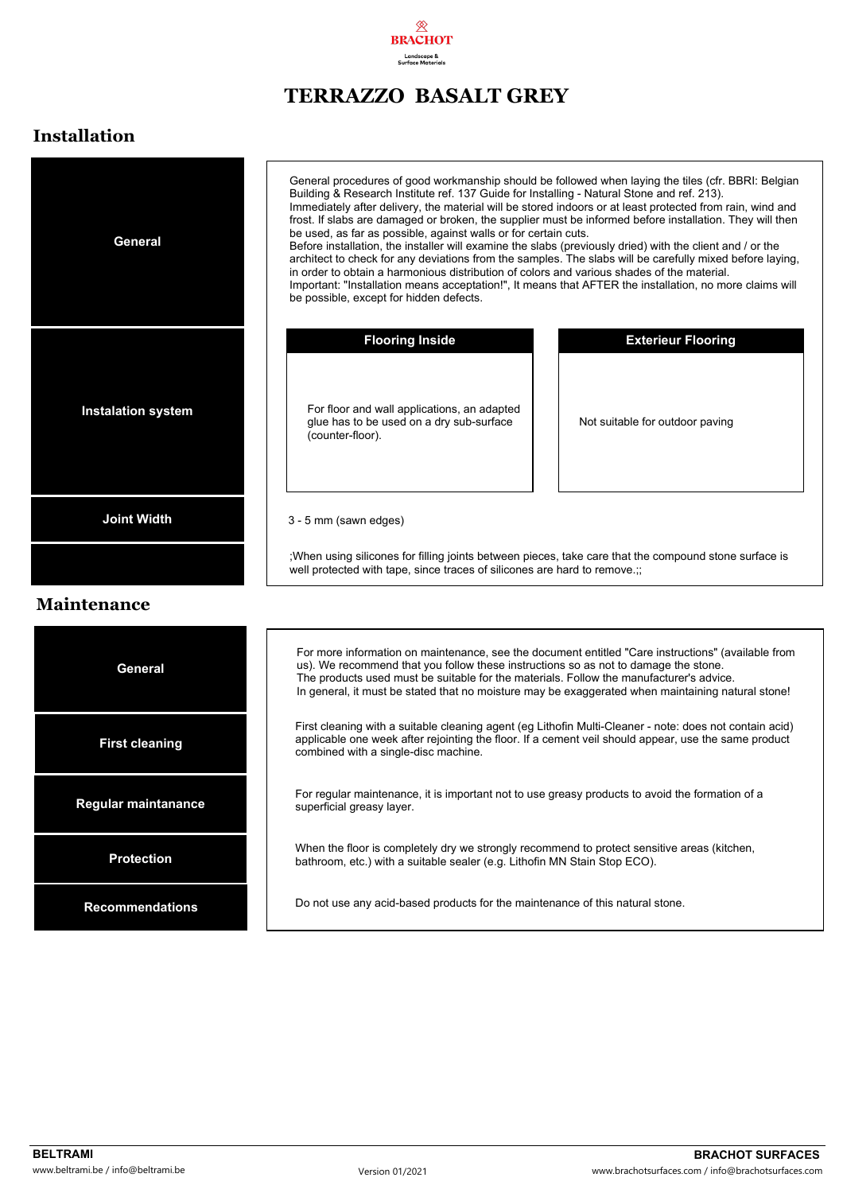BRACHOT

Landscape & Surface Materials

# TERRAZZO BASALT GREY

## Installation

| | |
|---|---|
| **General** | General procedures of good workmanship should be followed when laying the tiles (cfr. BBRI: Belgian Building & Research Institute ref. 137 Guide for Installing - Natural Stone and ref. 213). Immediately after delivery, the material will be stored indoors or at least protected from rain, wind and frost. If slabs are damaged or broken, the supplier must be informed before installation. They will then be used, as far as possible, against walls or for certain cuts. Before installation, the installer will examine the slabs (previously dried) with the client and / or the architect to check for any deviations from the samples. The slabs will be carefully mixed before laying, in order to obtain a harmonious distribution of colors and various shades of the material. Important: "Installation means acceptation!", It means that AFTER the installation, no more claims will be possible, except for hidden defects. |
| **Instalation system** | **Flooring Inside:** For floor and wall applications, an adapted glue has to be used on a dry sub-surface (counter-floor).<br>**Exterieur Flooring:** Not suitable for outdoor paving |
| **Joint Width** | 3 - 5 mm (sawn edges) |
| | ;When using silicones for filling joints between pieces, take care that the compound stone surface is well protected with tape, since traces of silicones are hard to remove.;; |

## Maintenance

| | |
|---|---|
| **General** | For more information on maintenance, see the document entitled "Care instructions" (available from us). We recommend that you follow these instructions so as not to damage the stone. The products used must be suitable for the materials. Follow the manufacturer's advice. In general, it must be stated that no moisture may be exaggerated when maintaining natural stone! |
| **First cleaning** | First cleaning with a suitable cleaning agent (eg Lithofin Multi-Cleaner - note: does not contain acid) applicable one week after rejointing the floor. If a cement veil should appear, use the same product combined with a single-disc machine. |
| **Regular maintanance** | For regular maintenance, it is important not to use greasy products to avoid the formation of a superficial greasy layer. |
| **Protection** | When the floor is completely dry we strongly recommend to protect sensitive areas (kitchen, bathroom, etc.) with a suitable sealer (e.g. Lithofin MN Stain Stop ECO). |
| **Recommendations** | Do not use any acid-based products for the maintenance of this natural stone. |

**BELTRAMI**
www.beltrami.be / info@beltrami.be

Version 01/2021

**BRACHOT SURFACES**
www.brachotsurfaces.com / info@brachotsurfaces.com